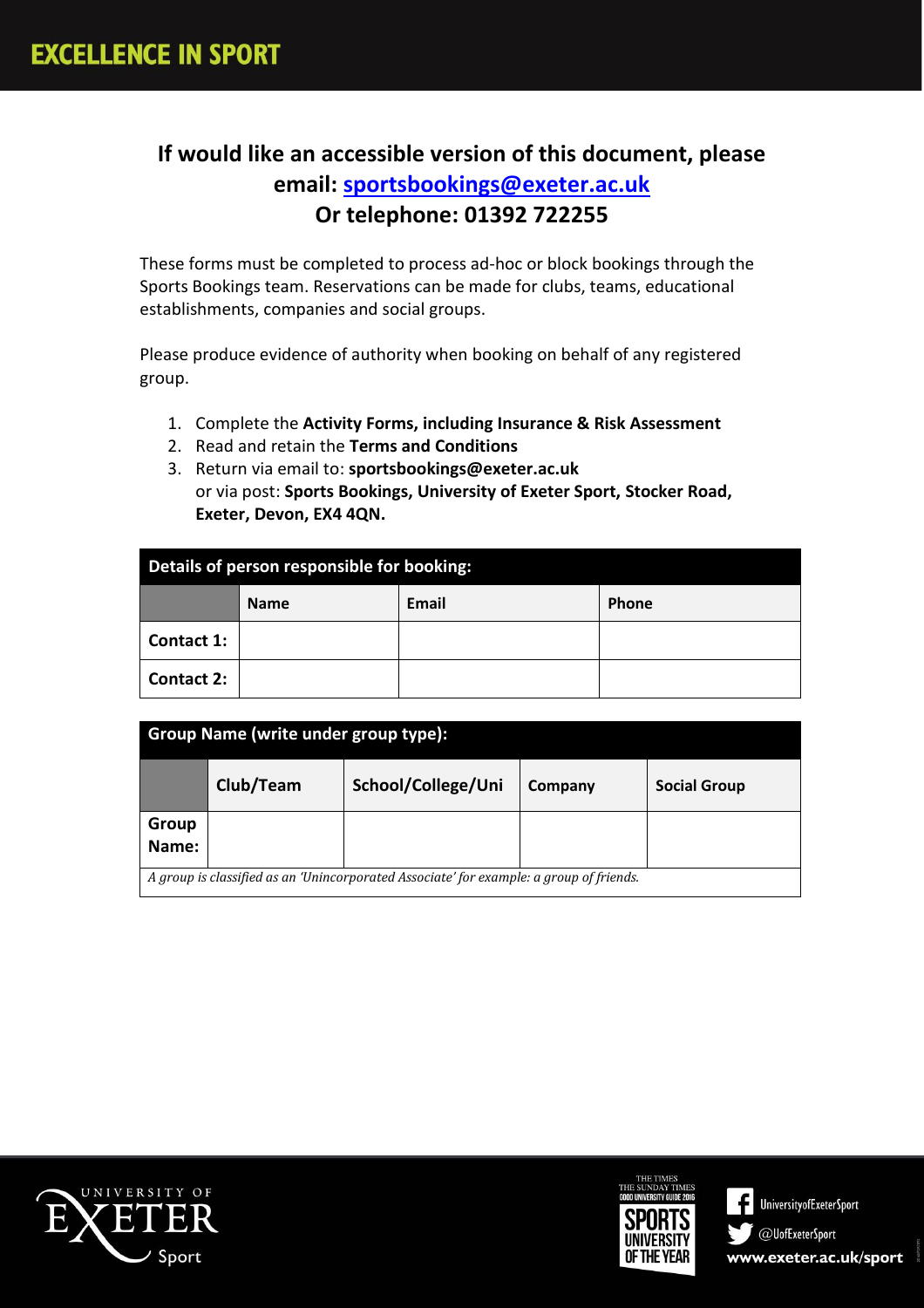# EXCELLENCE IN SPORT

## If would like an accessible version of this document, please email: sportsbookings@exeter.ac.uk Or telephone: 01392 722255

These forms must be completed to process ad-hoc or block bookings through the Sports Bookings team. Reservations can be made for clubs, teams, educational establishments, companies and social groups.

Please produce evidence of authority when booking on behalf of any registered group.

1. Complete the **Activity Forms, including Insurance & Risk Assessment**
2. Read and retain the **Terms and Conditions**
3. Return via email to: **sportsbookings@exeter.ac.uk**
   or via post: **Sports Bookings, University of Exeter Sport, Stocker Road, Exeter, Devon, EX4 4QN.**

| Details of person responsible for booking: | | | |
|---|---|---|---|
| | **Name** | **Email** | **Phone** |
| **Contact 1:** | | | |
| **Contact 2:** | | | |

| Group Name (write under group type): | | | | |
|---|---|---|---|---|
| | **Club/Team** | **School/College/Uni** | **Company** | **Social Group** |
| **Group Name:** | | | | |
| *A group is classified as an 'Unincorporated Associate' for example: a group of friends.* | | | | |

UNIVERSITY OF EXETER Sport

THE TIMES THE SUNDAY TIMES GOOD UNIVERSITY GUIDE 2016 SPORTS UNIVERSITY OF THE YEAR

UniversityofExeterSport

@UofExeterSport

www.exeter.ac.uk/sport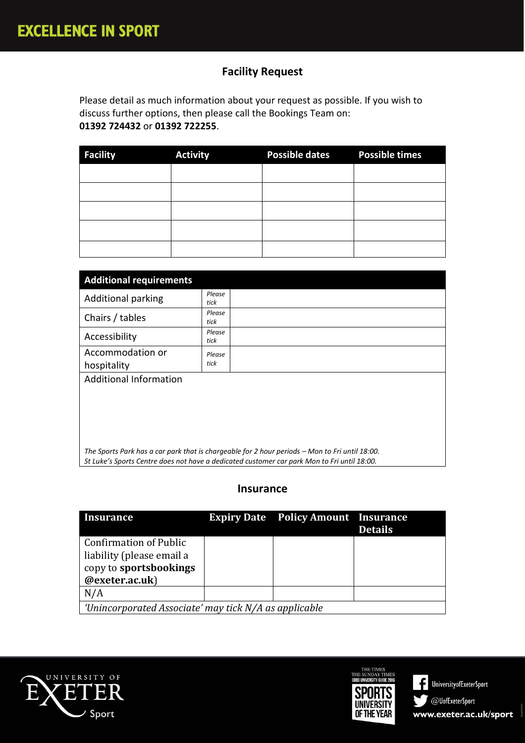## Facility Request

Please detail as much information about your request as possible. If you wish to discuss further options, then please call the Bookings Team on:
**01392 724432** or **01392 722255**.

| Facility | Activity | Possible dates | Possible times |
|---|---|---|---|
| | | | |
| | | | |
| | | | |
| | | | |
| | | | |

| Additional requirements | | |
|---|---|---|
| Additional parking | *Please tick* | |
| Chairs / tables | *Please tick* | |
| Accessibility | *Please tick* | |
| Accommodation or hospitality | *Please tick* | |
| Additional Information | | |
| *The Sports Park has a car park that is chargeable for 2 hour periods – Mon to Fri until 18:00. St Luke's Sports Centre does not have a dedicated customer car park Mon to Fri until 18:00.* | | |

## Insurance

| Insurance | Expiry Date | Policy Amount | Insurance Details |
|---|---|---|---|
| Confirmation of Public liability (please email a copy to **sportsbookings @exeter.ac.uk**) | | | |
| N/A | | | |
| *'Unincorporated Associate' may tick N/A as applicable* | | | |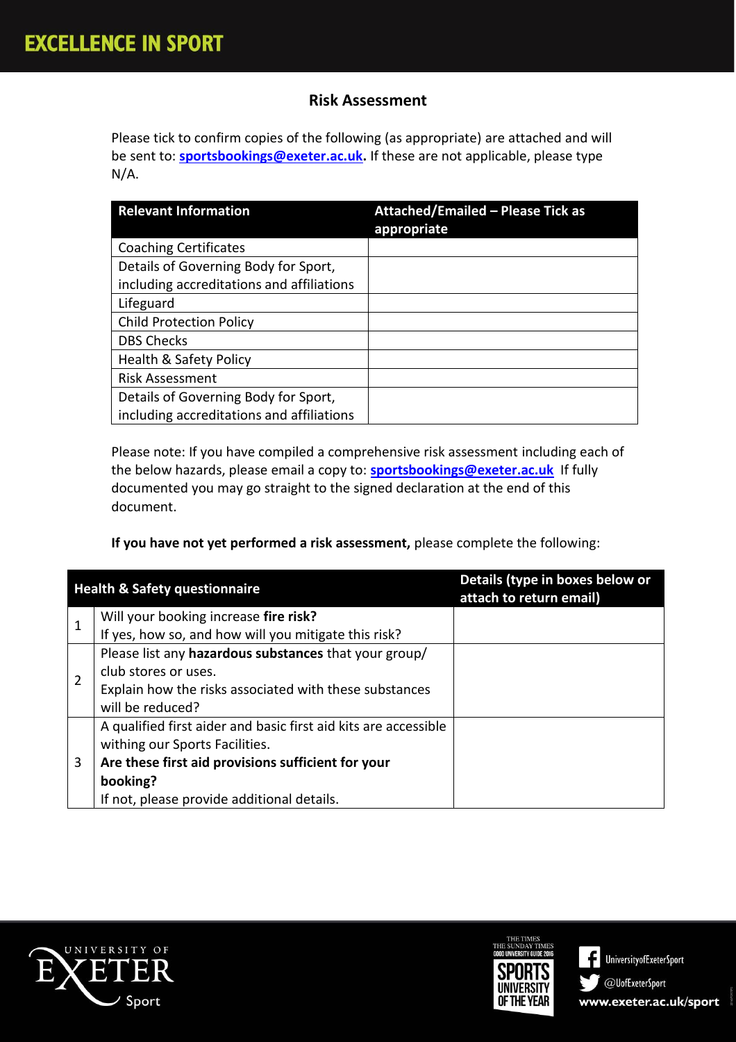## Risk Assessment

Please tick to confirm copies of the following (as appropriate) are attached and will be sent to: **sportsbookings@exeter.ac.uk.** If these are not applicable, please type N/A.

| Relevant Information | Attached/Emailed – Please Tick as appropriate |
|---|---|
| Coaching Certificates | |
| Details of Governing Body for Sport, including accreditations and affiliations | |
| Lifeguard | |
| Child Protection Policy | |
| DBS Checks | |
| Health & Safety Policy | |
| Risk Assessment | |
| Details of Governing Body for Sport, including accreditations and affiliations | |

Please note: If you have compiled a comprehensive risk assessment including each of the below hazards, please email a copy to: **sportsbookings@exeter.ac.uk** If fully documented you may go straight to the signed declaration at the end of this document.

**If you have not yet performed a risk assessment,** please complete the following:

| | Health & Safety questionnaire | Details (type in boxes below or attach to return email) |
|---|---|---|
| 1 | Will your booking increase **fire risk?** If yes, how so, and how will you mitigate this risk? | |
| 2 | Please list any **hazardous substances** that your group/ club stores or uses. Explain how the risks associated with these substances will be reduced? | |
| 3 | A qualified first aider and basic first aid kits are accessible withing our Sports Facilities. **Are these first aid provisions sufficient for your booking?** If not, please provide additional details. | |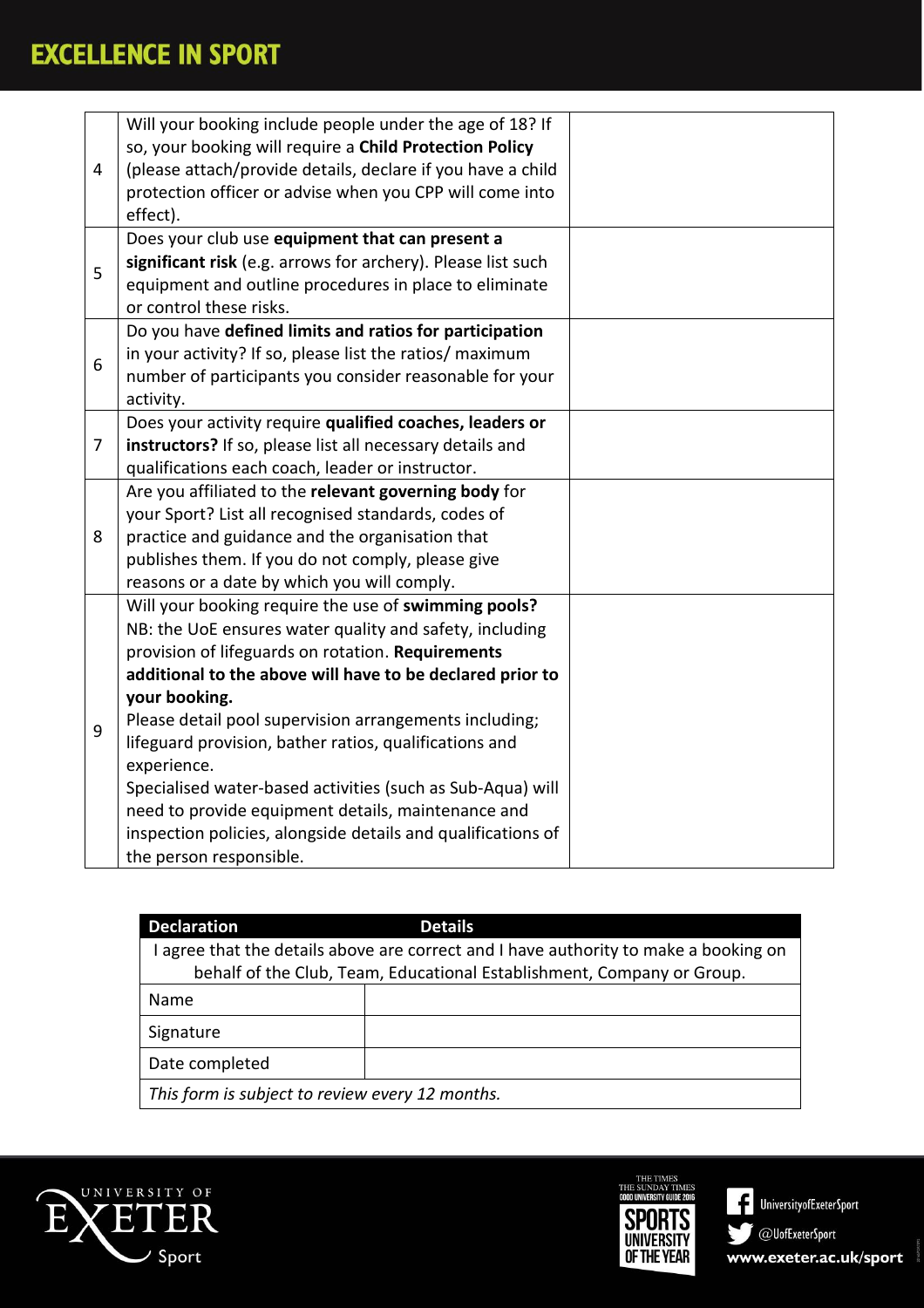| | | |
|---|---|---|
| 4 | Will your booking include people under the age of 18? If so, your booking will require a **Child Protection Policy** (please attach/provide details, declare if you have a child protection officer or advise when you CPP will come into effect). | |
| 5 | Does your club use **equipment that can present a significant risk** (e.g. arrows for archery). Please list such equipment and outline procedures in place to eliminate or control these risks. | |
| 6 | Do you have **defined limits and ratios for participation** in your activity? If so, please list the ratios/ maximum number of participants you consider reasonable for your activity. | |
| 7 | Does your activity require **qualified coaches, leaders or instructors?** If so, please list all necessary details and qualifications each coach, leader or instructor. | |
| 8 | Are you affiliated to the **relevant governing body** for your Sport? List all recognised standards, codes of practice and guidance and the organisation that publishes them. If you do not comply, please give reasons or a date by which you will comply. | |
| 9 | Will your booking require the use of **swimming pools?** NB: the UoE ensures water quality and safety, including provision of lifeguards on rotation. **Requirements additional to the above will have to be declared prior to your booking.** Please detail pool supervision arrangements including; lifeguard provision, bather ratios, qualifications and experience. Specialised water-based activities (such as Sub-Aqua) will need to provide equipment details, maintenance and inspection policies, alongside details and qualifications of the person responsible. | |

| Declaration | Details |
|---|---|
| I agree that the details above are correct and I have authority to make a booking on behalf of the Club, Team, Educational Establishment, Company or Group. | |
| Name | |
| Signature | |
| Date completed | |
| *This form is subject to review every 12 months.* | |